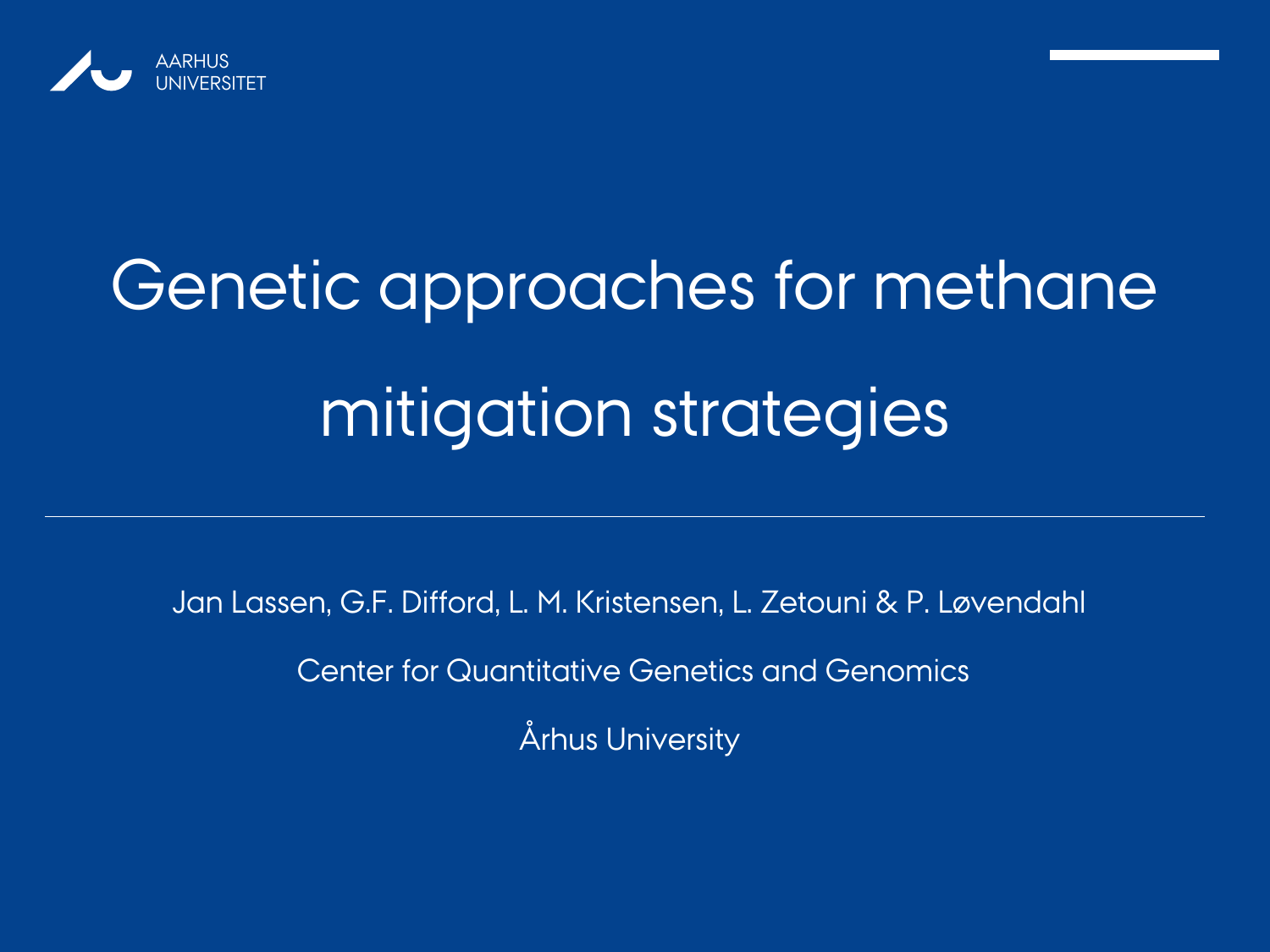AARHUS UNIVERSITET

# Genetic approaches for methane mitigation strategies

Jan Lassen, G.F. Difford, L. M. Kristensen, L. Zetouni & P. Løvendahl

Center for Quantitative Genetics and Genomics

Århus University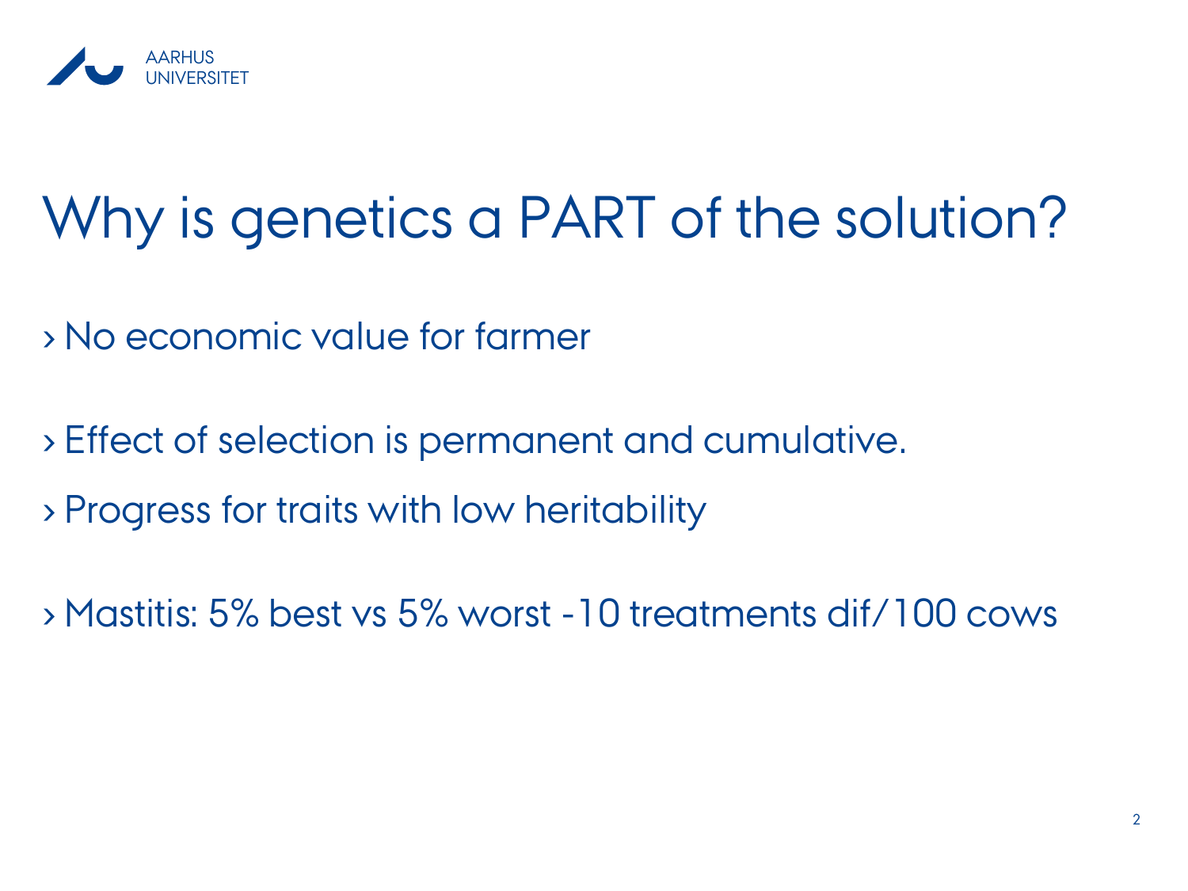# Why is genetics a PART of the solution?

- No economic value for farmer

- Effect of selection is permanent and cumulative.
- Progress for traits with low heritability

- Mastitis: 5% best vs 5% worst -10 treatments dif/100 cows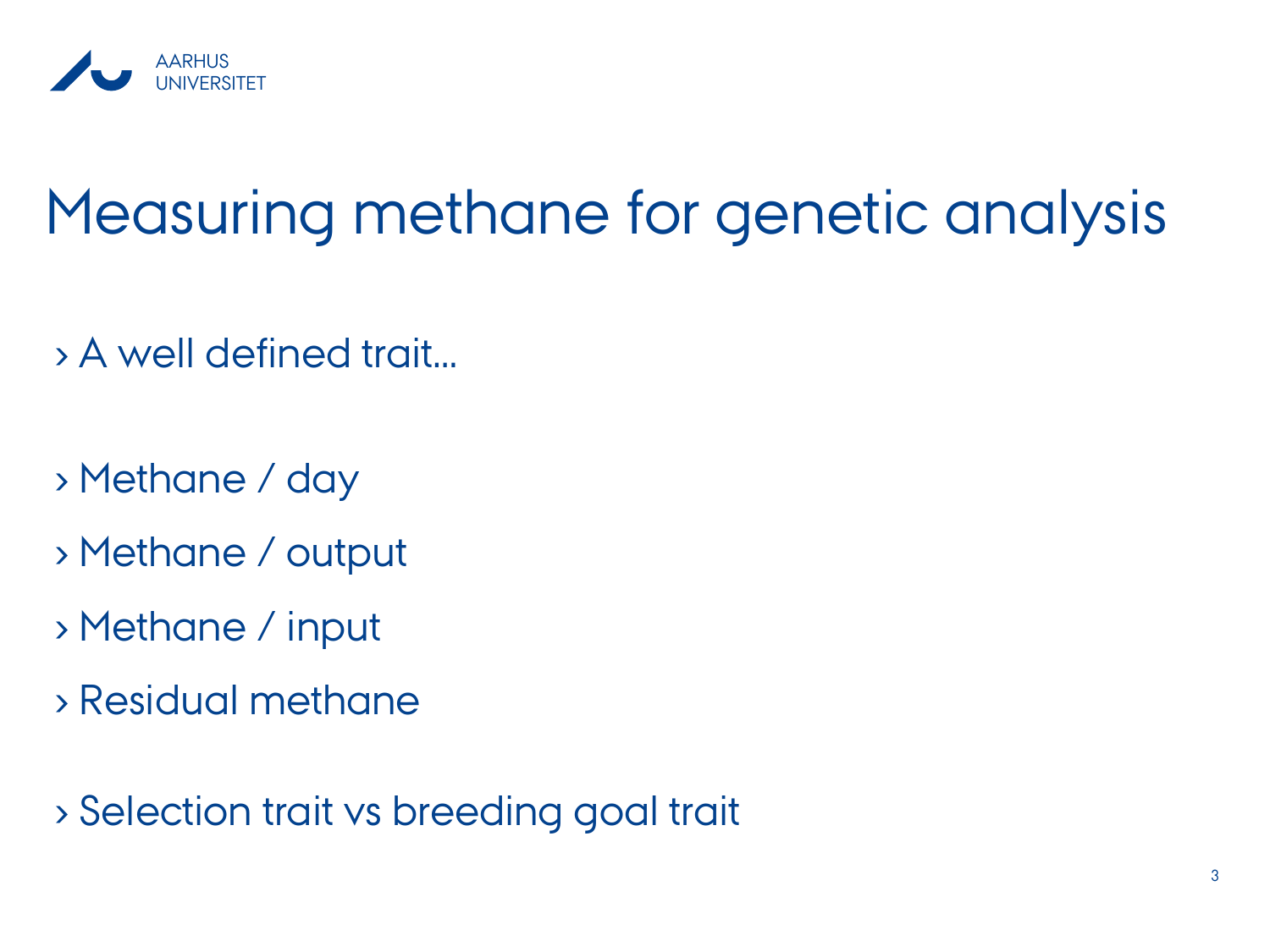# Measuring methane for genetic analysis

- A well defined trait…

- Methane / day
- Methane / output
- Methane / input
- Residual methane

- Selection trait vs breeding goal trait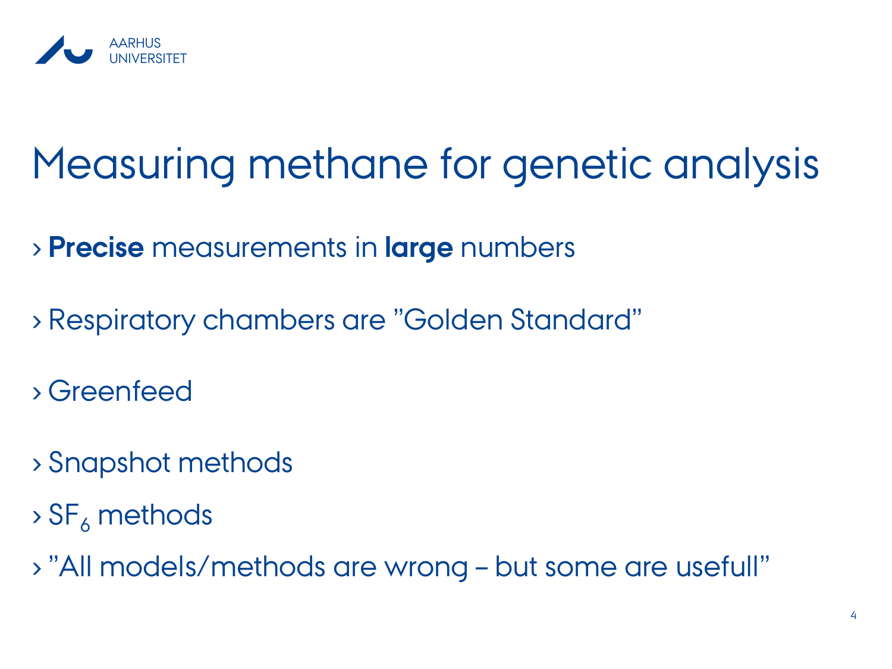# Measuring methane for genetic analysis

- **Precise** measurements in **large** numbers
- Respiratory chambers are ”Golden Standard”
- Greenfeed
- Snapshot methods
- $SF_6$ methods
- ”All models/methods are wrong – but some are usefull”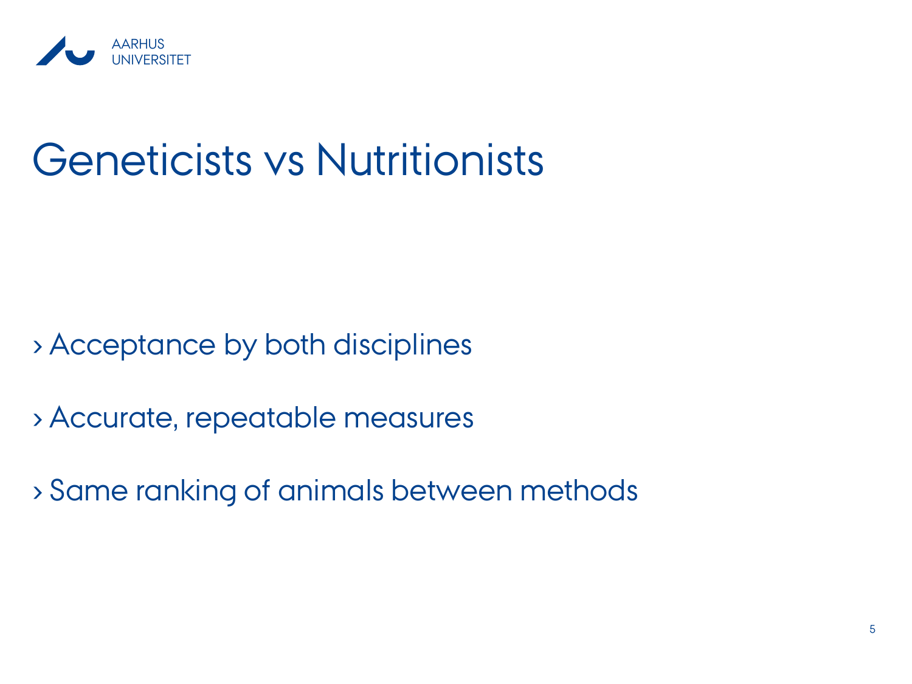# Geneticists vs Nutritionists

- Acceptance by both disciplines
- Accurate, repeatable measures
- Same ranking of animals between methods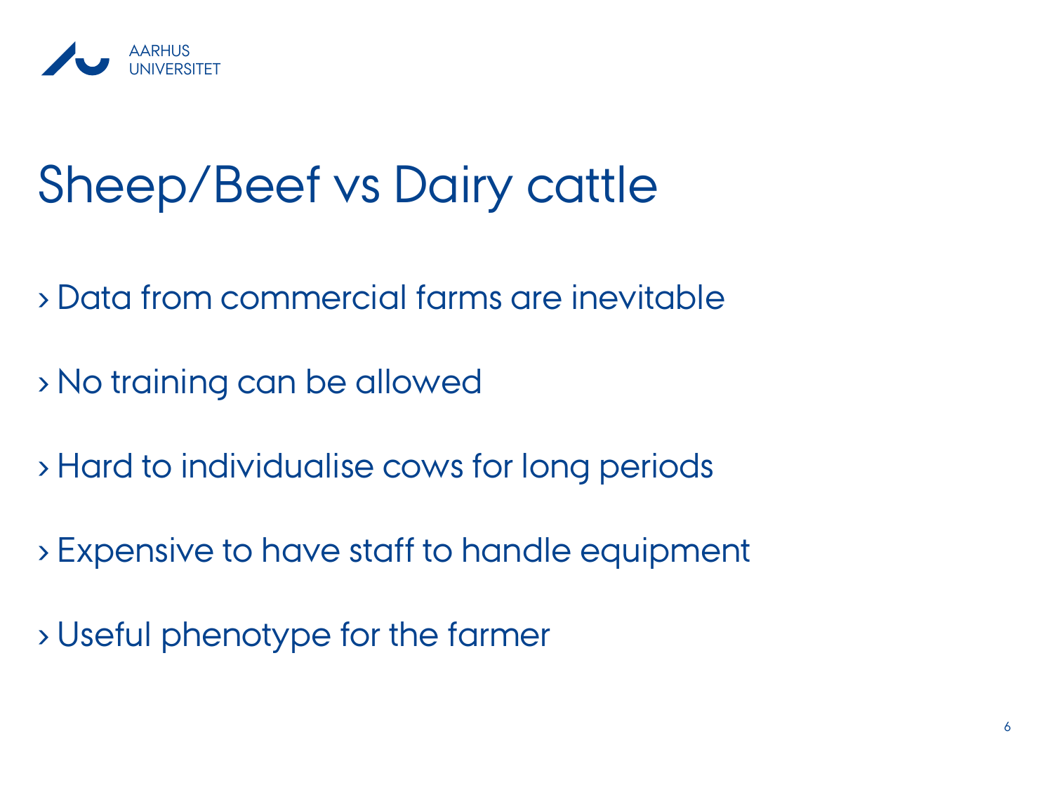# Sheep/Beef vs Dairy cattle

- Data from commercial farms are inevitable
- No training can be allowed
- Hard to individualise cows for long periods
- Expensive to have staff to handle equipment
- Useful phenotype for the farmer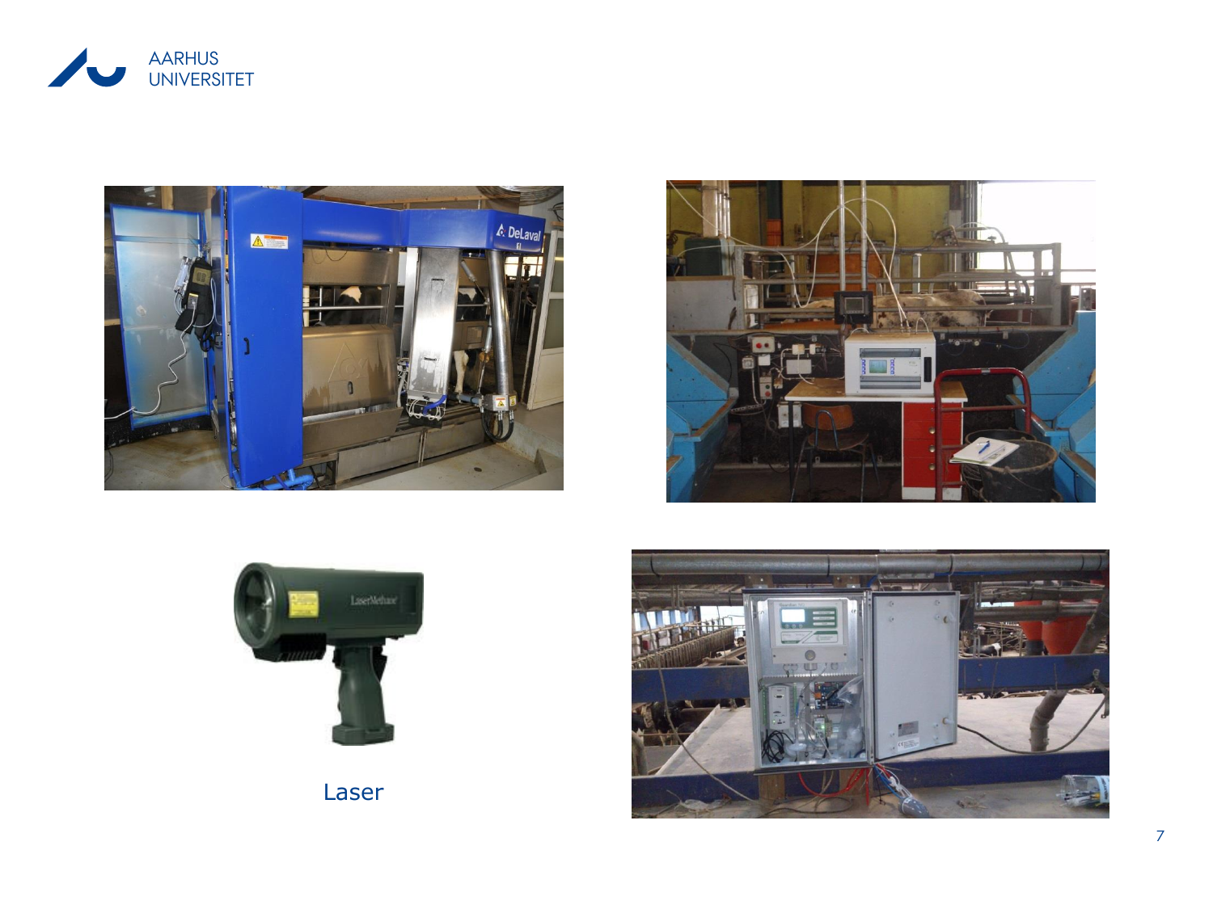Laser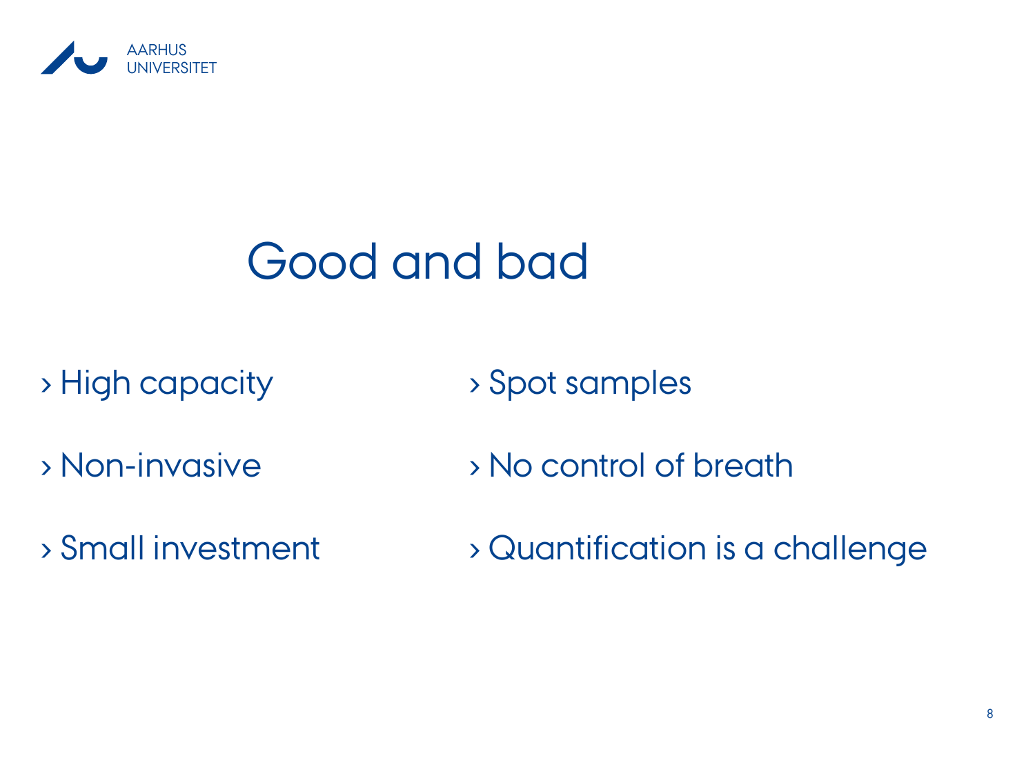# Good and bad

- High capacity
- Non-invasive
- Small investment

- Spot samples
- No control of breath
- Quantification is a challenge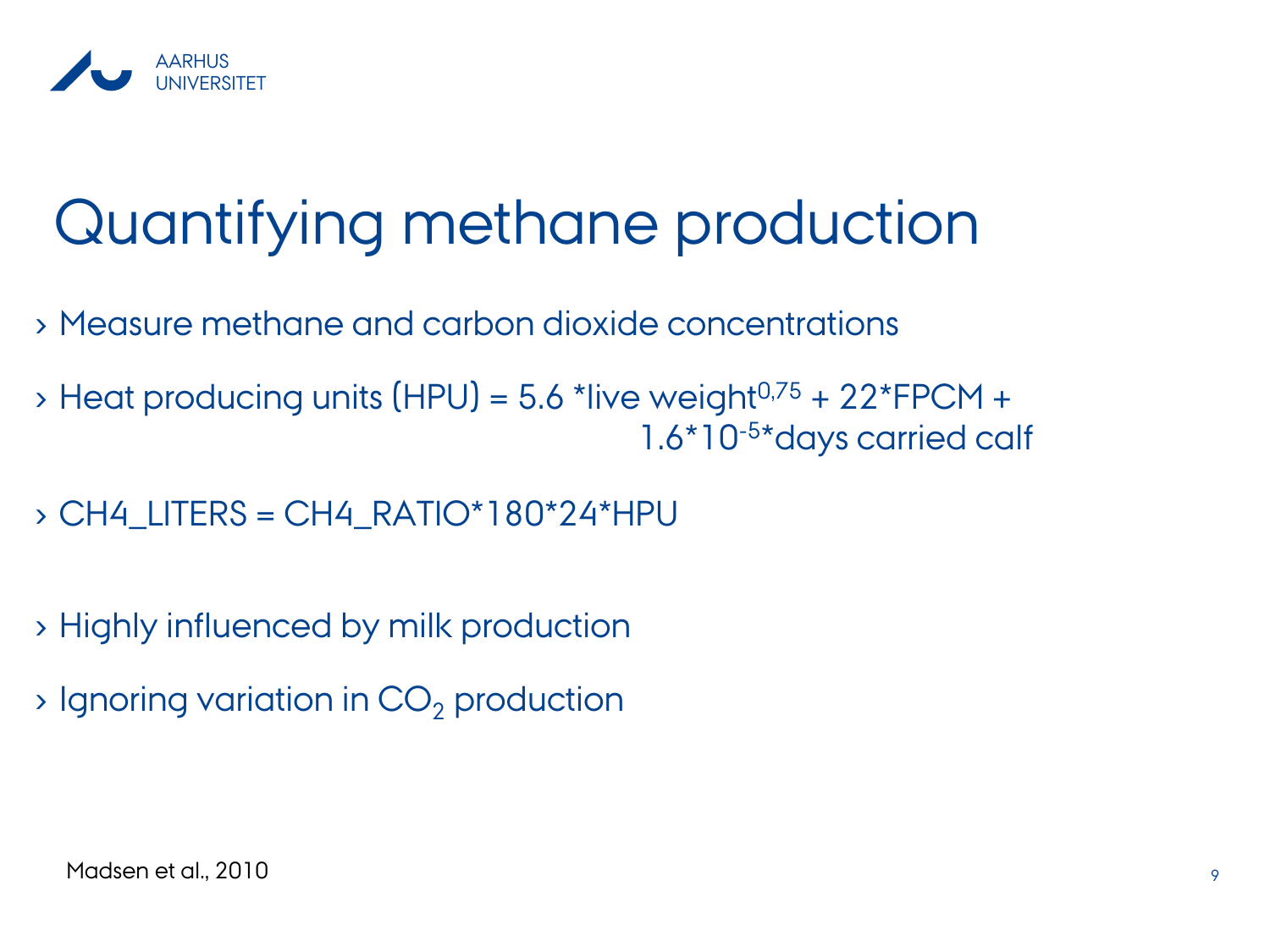# Quantifying methane production

- Measure methane and carbon dioxide concentrations
- Heat producing units (HPU) = 5.6 *live weight$^{0,75}$ + 22*FPCM + 1.6*10$^{-5}$*days carried calf
- CH4_LITERS = CH4_RATIO*180*24*HPU
- Highly influenced by milk production
- Ignoring variation in $CO_2$ production

Madsen et al., 2010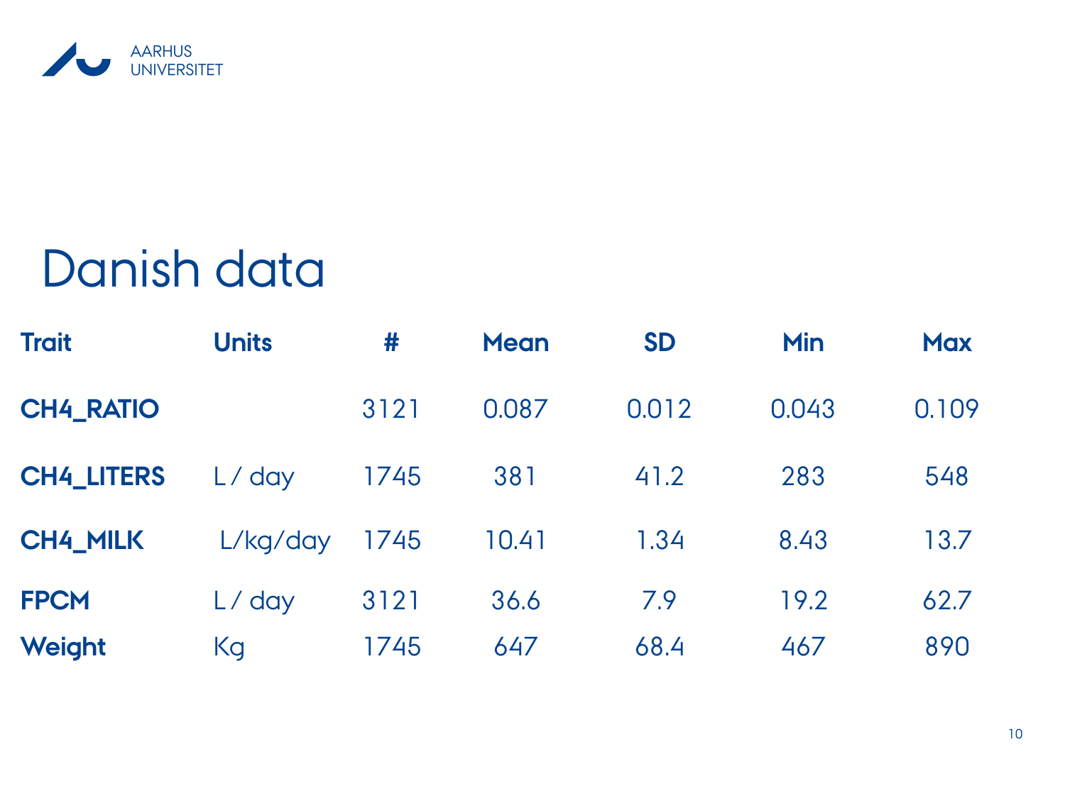# Danish data

| Trait | Units | # | Mean | SD | Min | Max |
|---|---|---|---|---|---|---|
| **CH4_RATIO** | | 3121 | 0.087 | 0.012 | 0.043 | 0.109 |
| **CH4_LITERS** | L / day | 1745 | 381 | 41.2 | 283 | 548 |
| **CH4_MILK** | L/kg/day | 1745 | 10.41 | 1.34 | 8.43 | 13.7 |
| **FPCM** | L / day | 3121 | 36.6 | 7.9 | 19.2 | 62.7 |
| **Weight** | Kg | 1745 | 647 | 68.4 | 467 | 890 |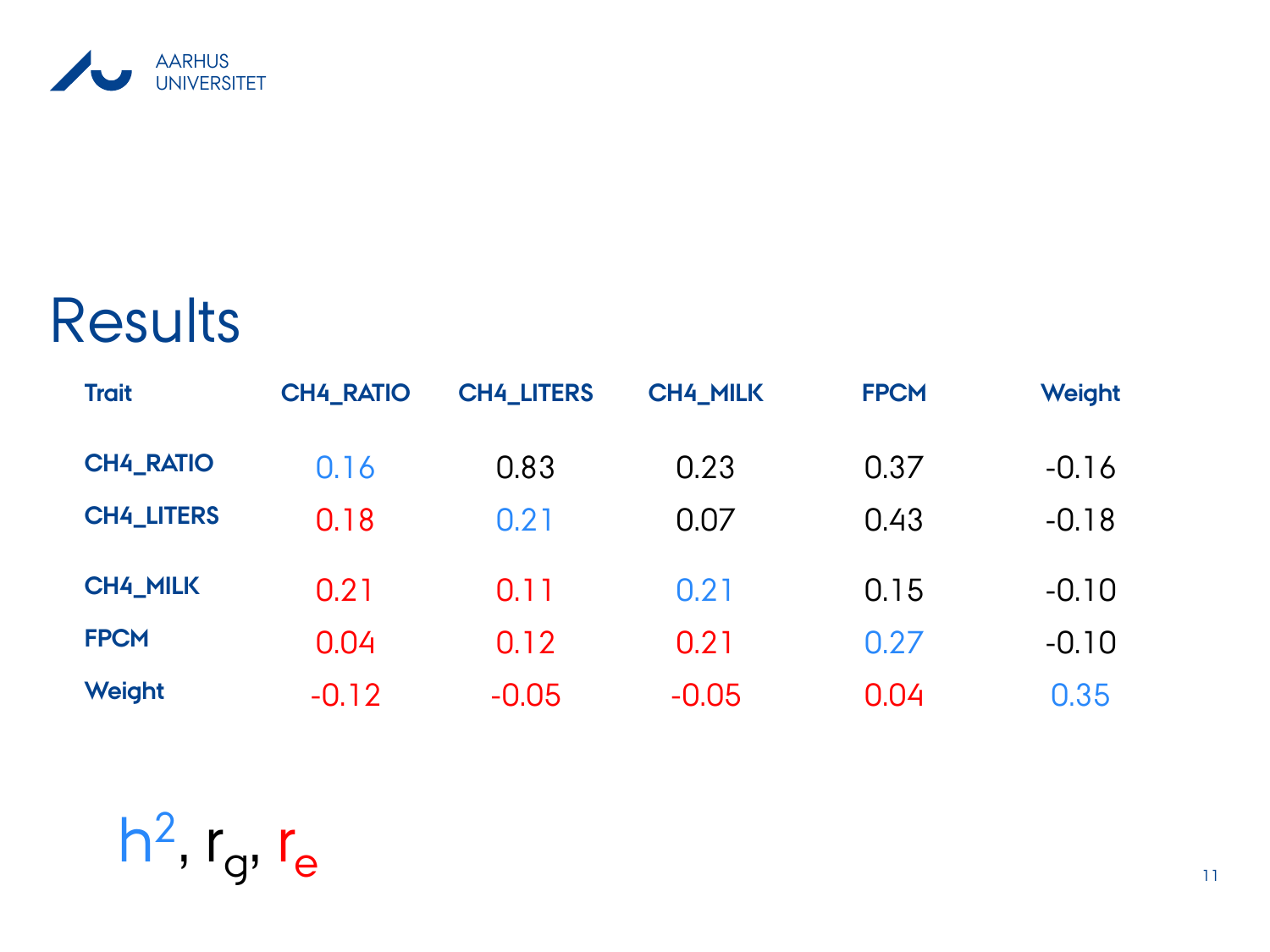# Results

| Trait | CH4_RATIO | CH4_LITERS | CH4_MILK | FPCM | Weight |
|---|---|---|---|---|---|
| CH4_RATIO | 0.16 | 0.83 | 0.23 | 0.37 | -0.16 |
| CH4_LITERS | 0.18 | 0.21 | 0.07 | 0.43 | -0.18 |
| CH4_MILK | 0.21 | 0.11 | 0.21 | 0.15 | -0.10 |
| FPCM | 0.04 | 0.12 | 0.21 | 0.27 | -0.10 |
| Weight | -0.12 | -0.05 | -0.05 | 0.04 | 0.35 |

$h^2$, $r_g$, $r_e$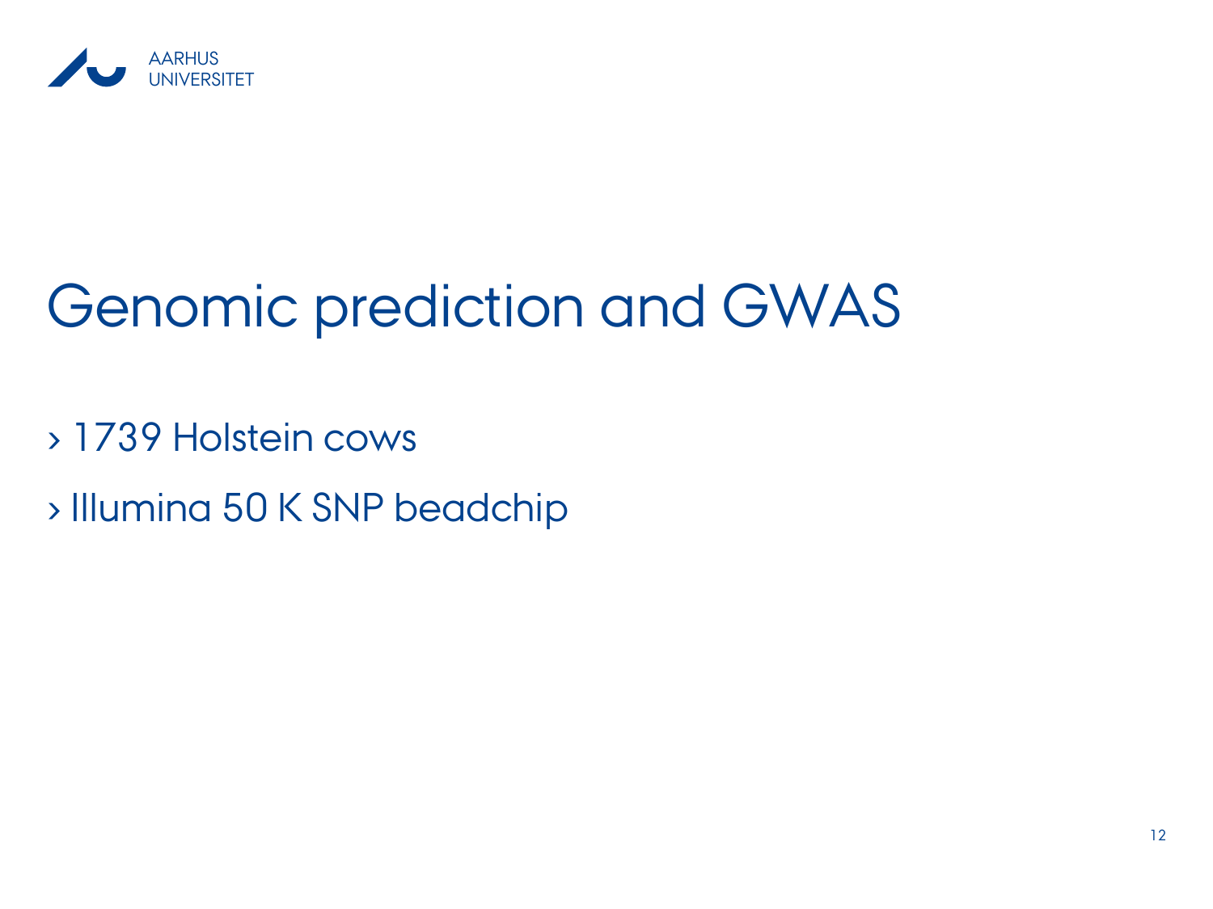# Genomic prediction and GWAS

- 1739 Holstein cows
- Illumina 50 K SNP beadchip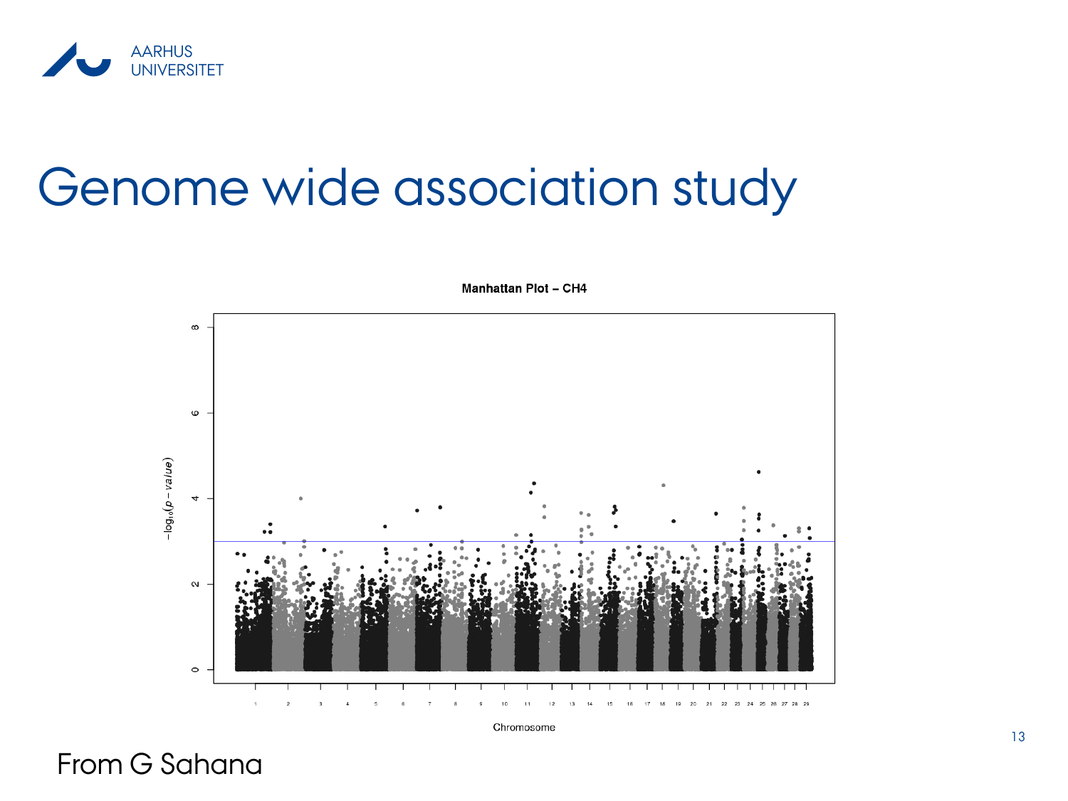# Genome wide association study

Manhattan Plot – CH4

$-\log_{10}(p-value)$

Chromosome

From G Sahana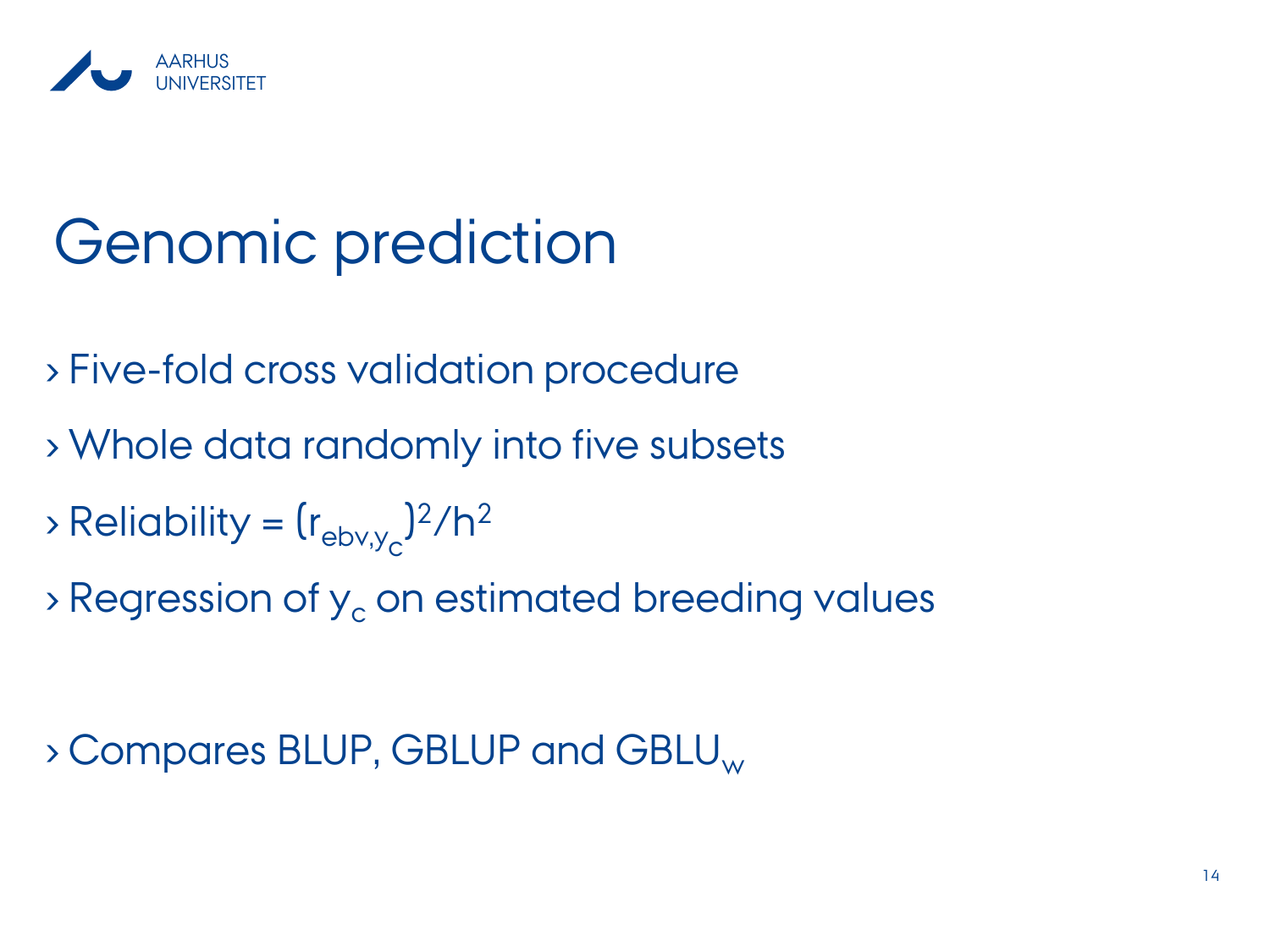# Genomic prediction

- Five-fold cross validation procedure
- Whole data randomly into five subsets
- Reliability = $(r_{ebv,y_c})^2/h^2$
- Regression of $y_c$ on estimated breeding values

- Compares BLUP, GBLUP and $GBLU_w$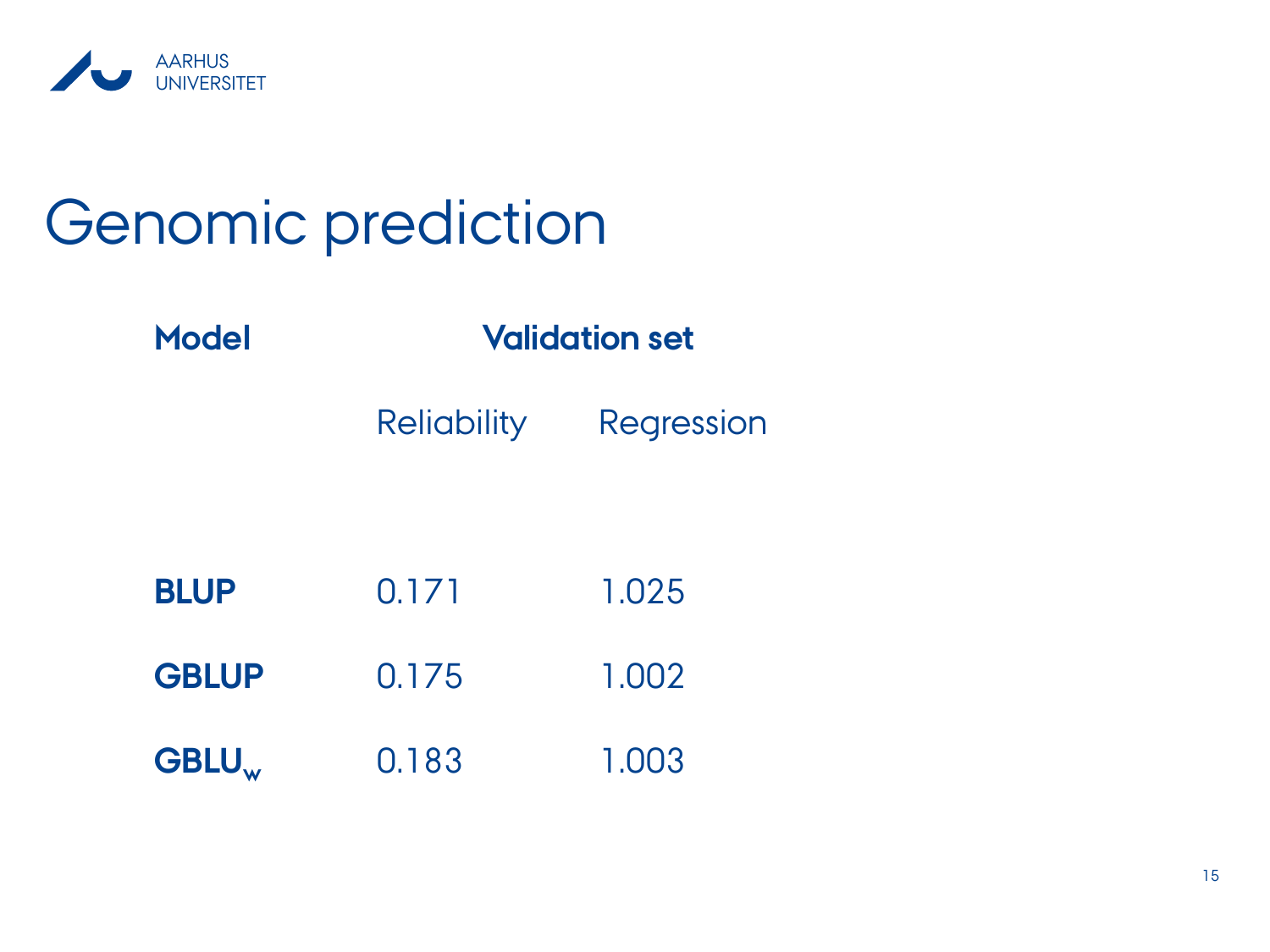# Genomic prediction

| Model | Validation set | |
|---|---|---|
| | Reliability | Regression |
| **BLUP** | 0.171 | 1.025 |
| **GBLUP** | 0.175 | 1.002 |
| **$GBLU_w$** | 0.183 | 1.003 |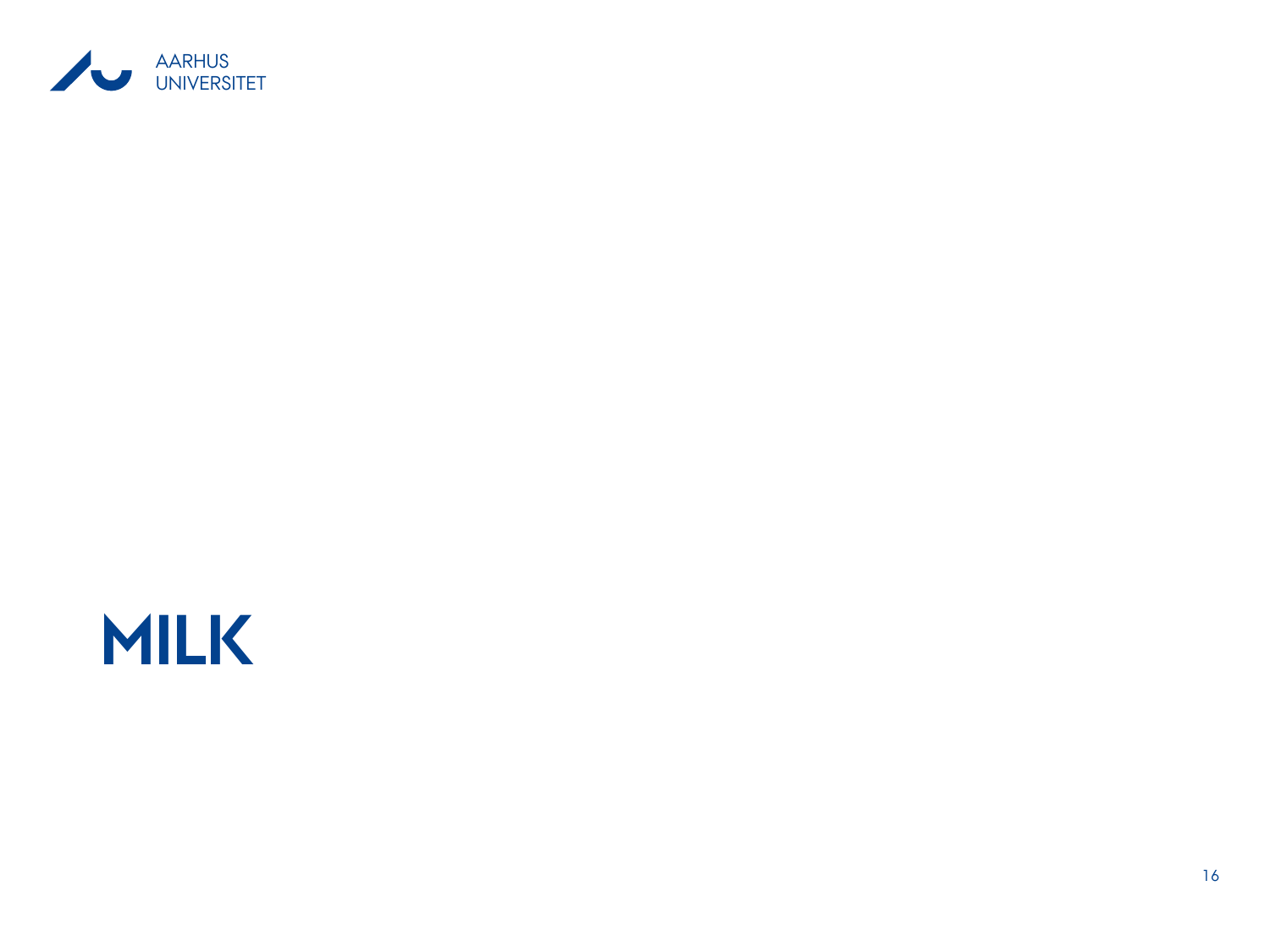# MILK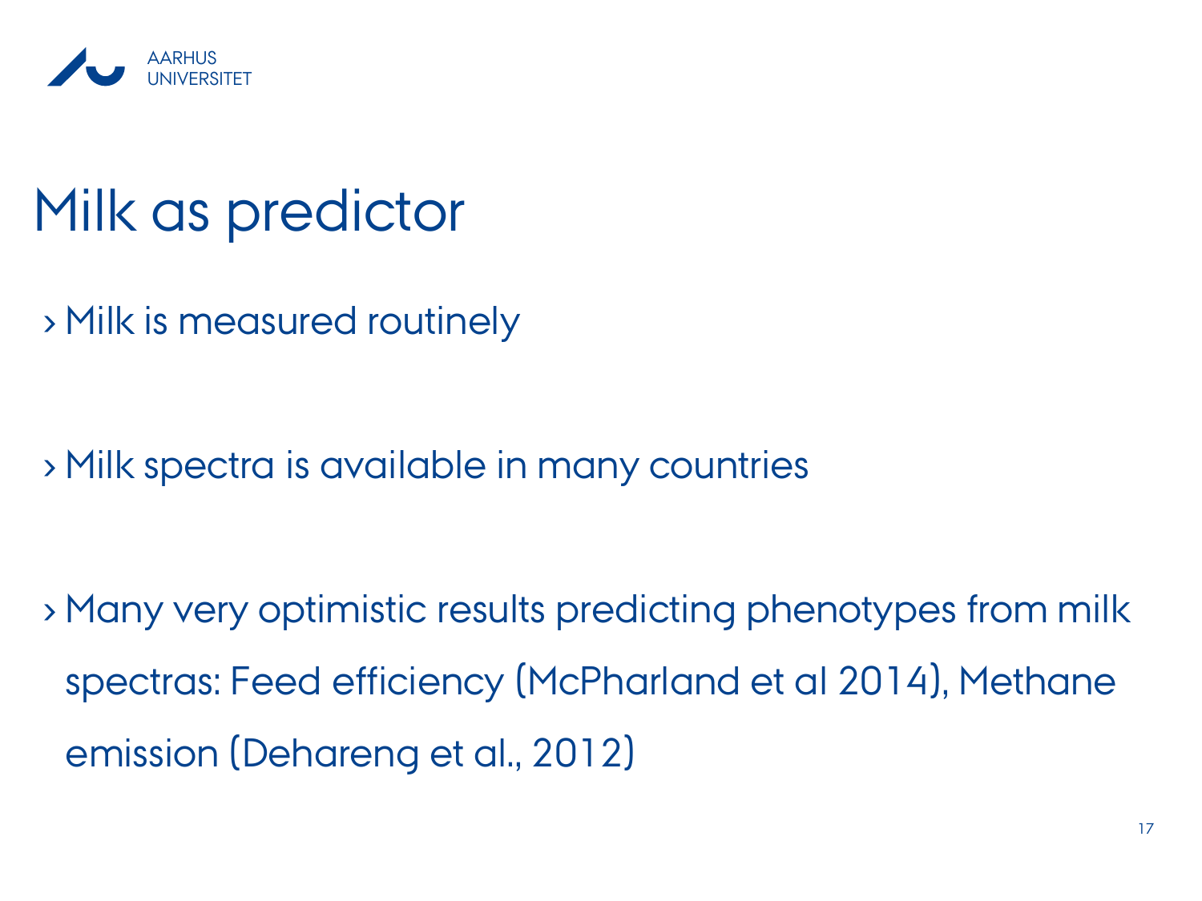# Milk as predictor

- Milk is measured routinely
- Milk spectra is available in many countries
- Many very optimistic results predicting phenotypes from milk spectras: Feed efficiency (McPharland et al 2014), Methane emission (Dehareng et al., 2012)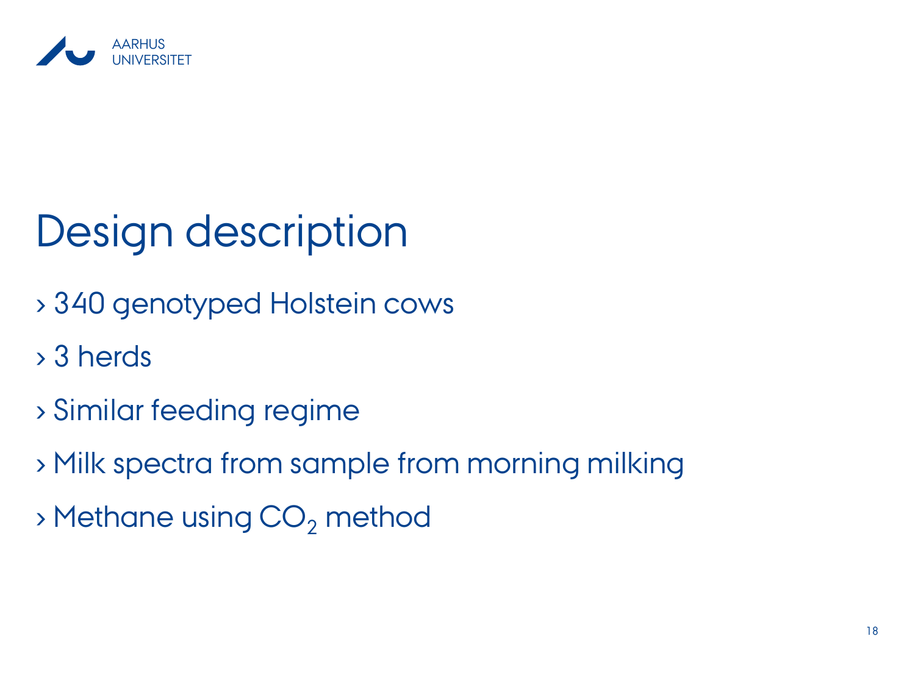# Design description

- 340 genotyped Holstein cows
- 3 herds
- Similar feeding regime
- Milk spectra from sample from morning milking
- Methane using $CO_2$ method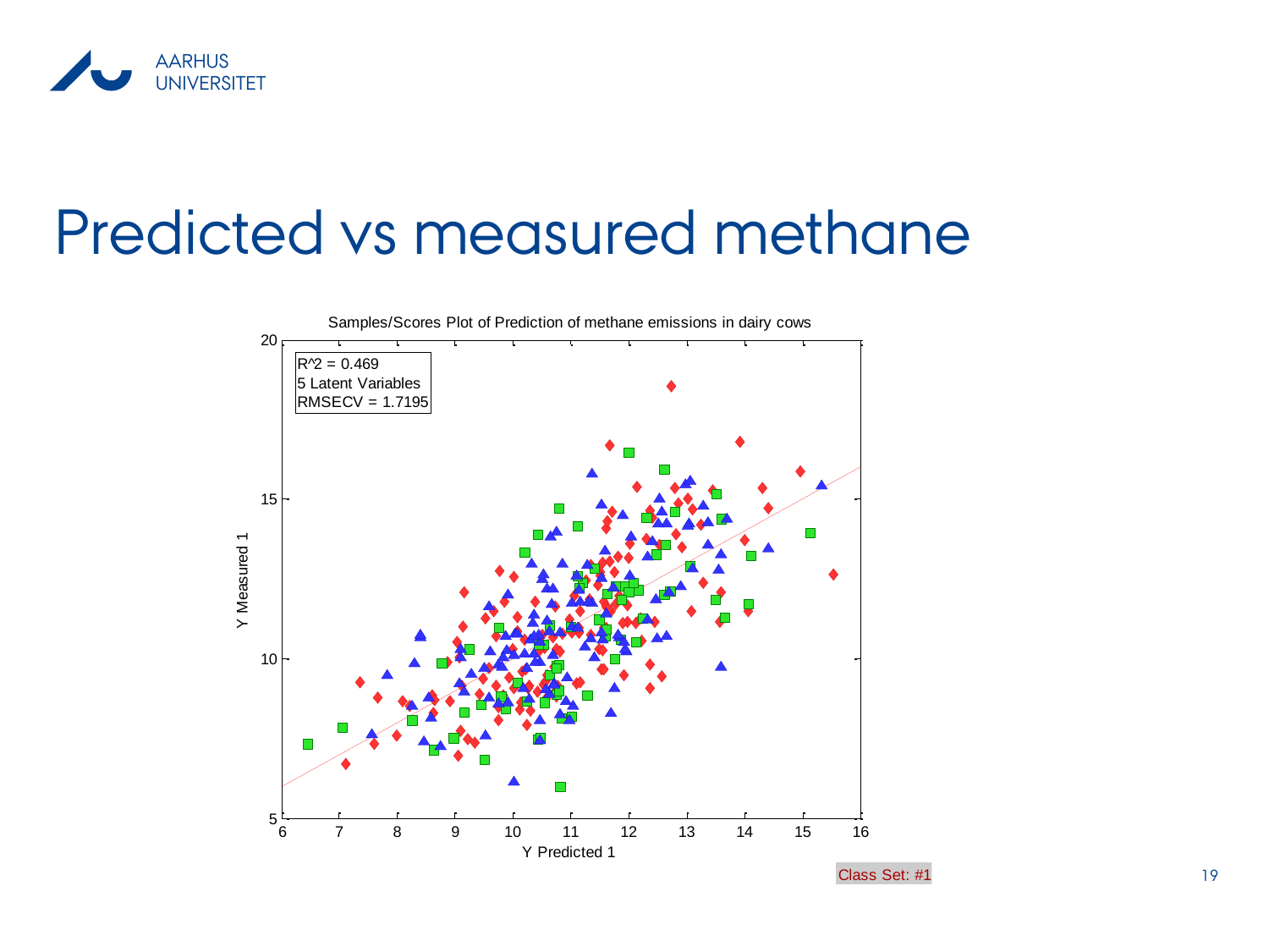# Predicted vs measured methane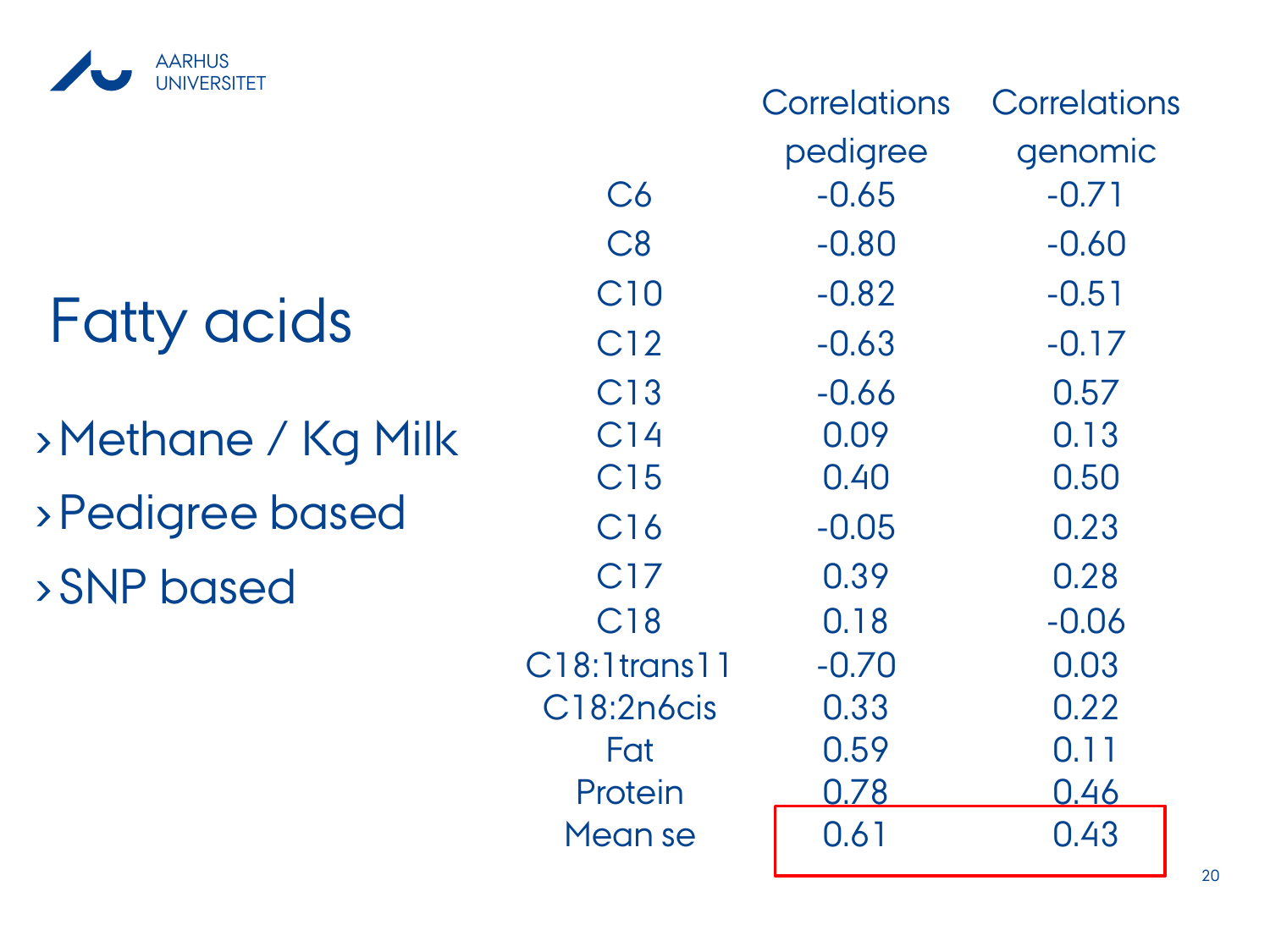# Fatty acids

- Methane / Kg Milk
- Pedigree based
- SNP based

| | Correlations pedigree | Correlations genomic |
|---|---|---|
| C6 | -0.65 | -0.71 |
| C8 | -0.80 | -0.60 |
| C10 | -0.82 | -0.51 |
| C12 | -0.63 | -0.17 |
| C13 | -0.66 | 0.57 |
| C14 | 0.09 | 0.13 |
| C15 | 0.40 | 0.50 |
| C16 | -0.05 | 0.23 |
| C17 | 0.39 | 0.28 |
| C18 | 0.18 | -0.06 |
| C18:1trans11 | -0.70 | 0.03 |
| C18:2n6cis | 0.33 | 0.22 |
| Fat | 0.59 | 0.11 |
| Protein | 0.78 | 0.46 |
| Mean se | 0.61 | 0.43 |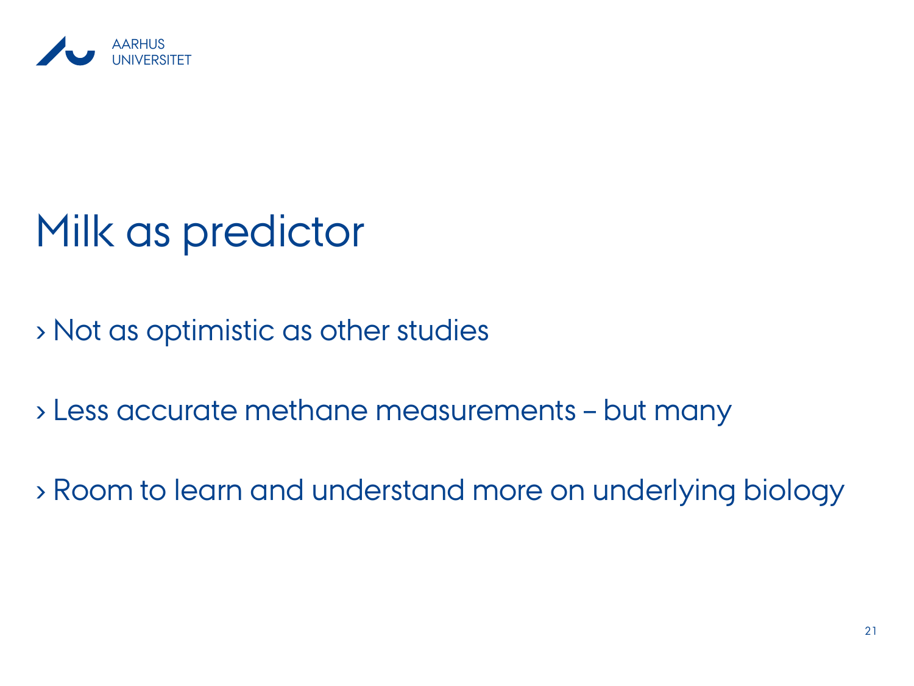# Milk as predictor

- Not as optimistic as other studies
- Less accurate methane measurements – but many
- Room to learn and understand more on underlying biology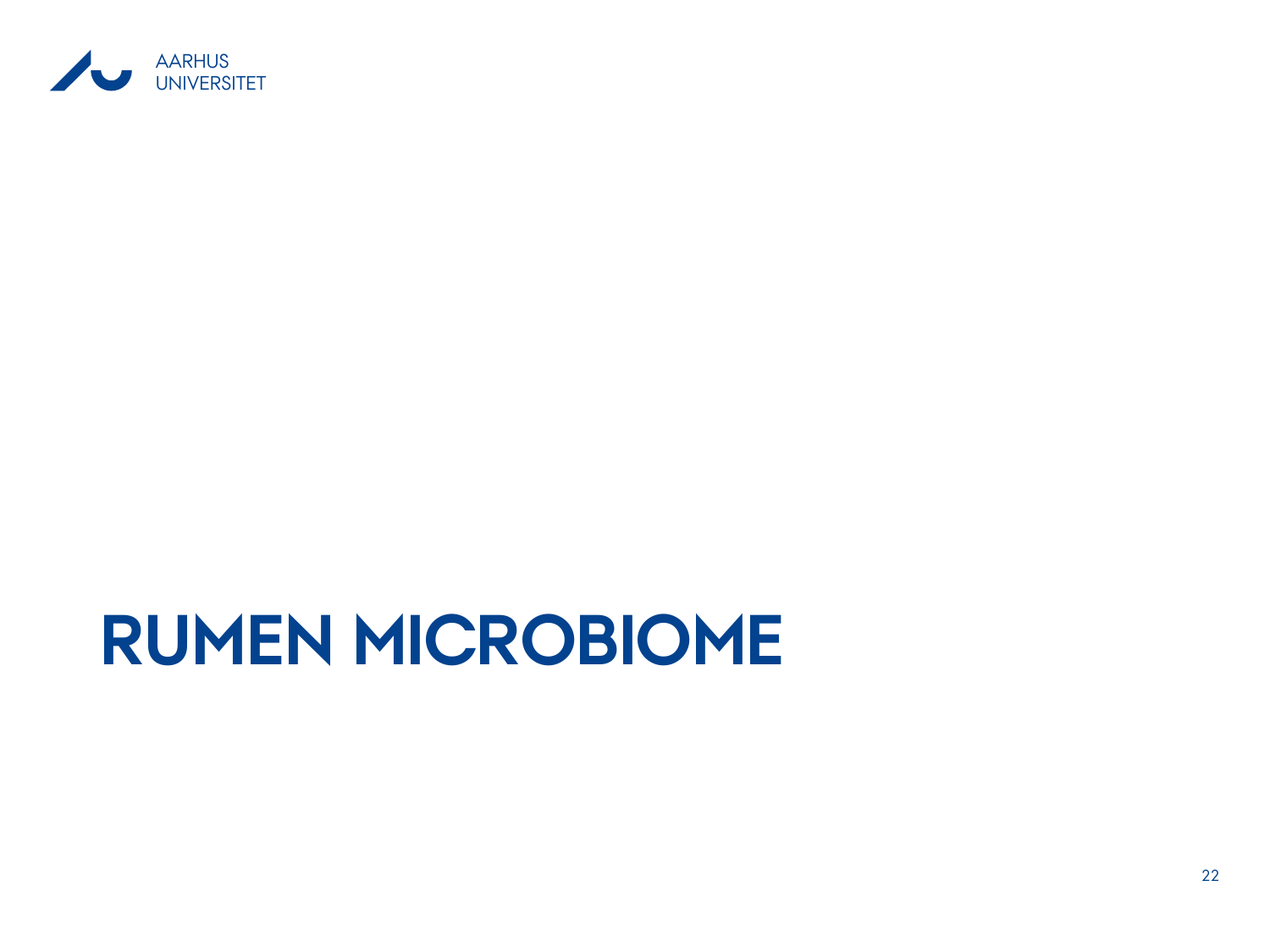# RUMEN MICROBIOME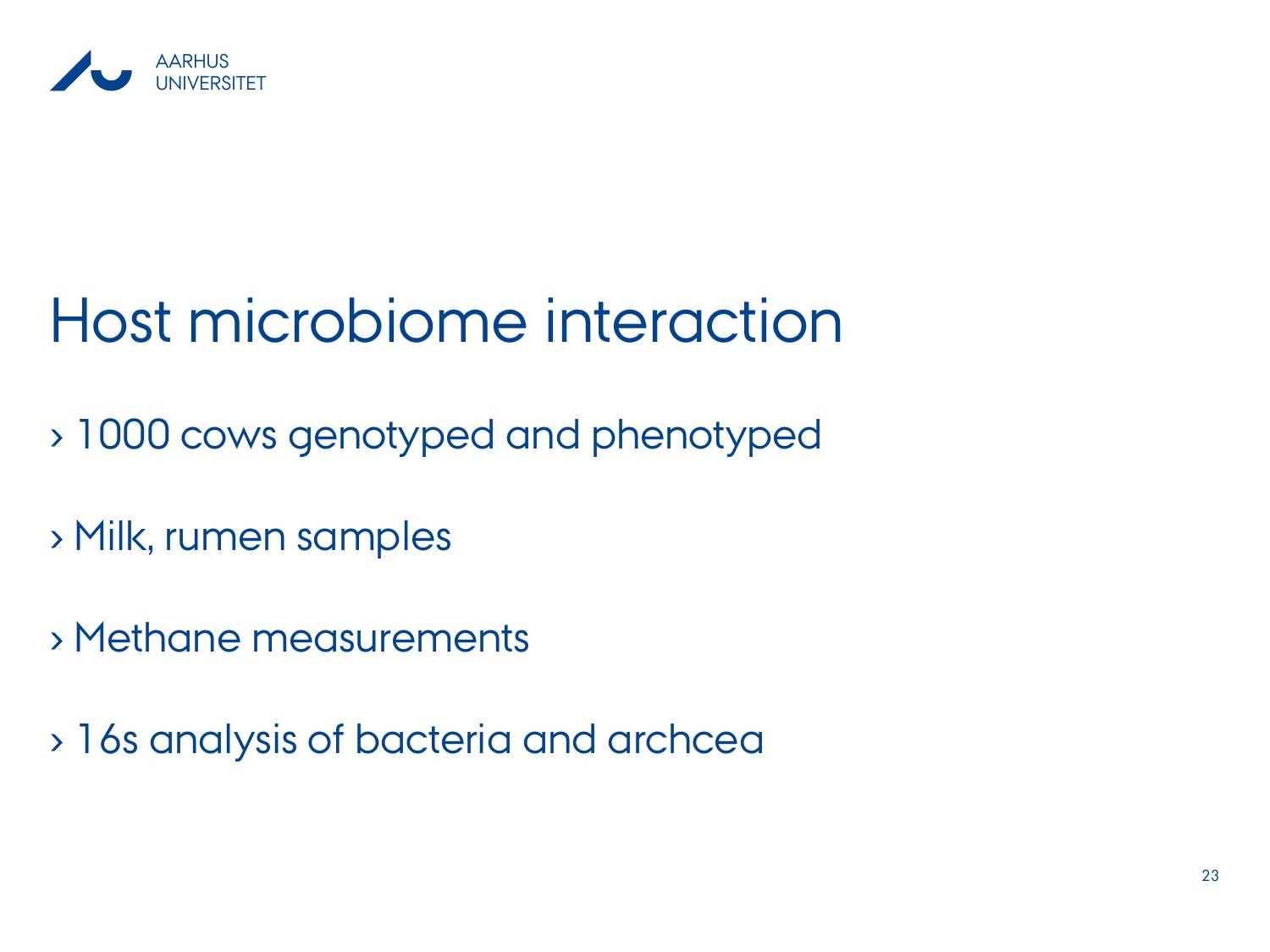# Host microbiome interaction

- 1000 cows genotyped and phenotyped
- Milk, rumen samples
- Methane measurements
- 16s analysis of bacteria and archcea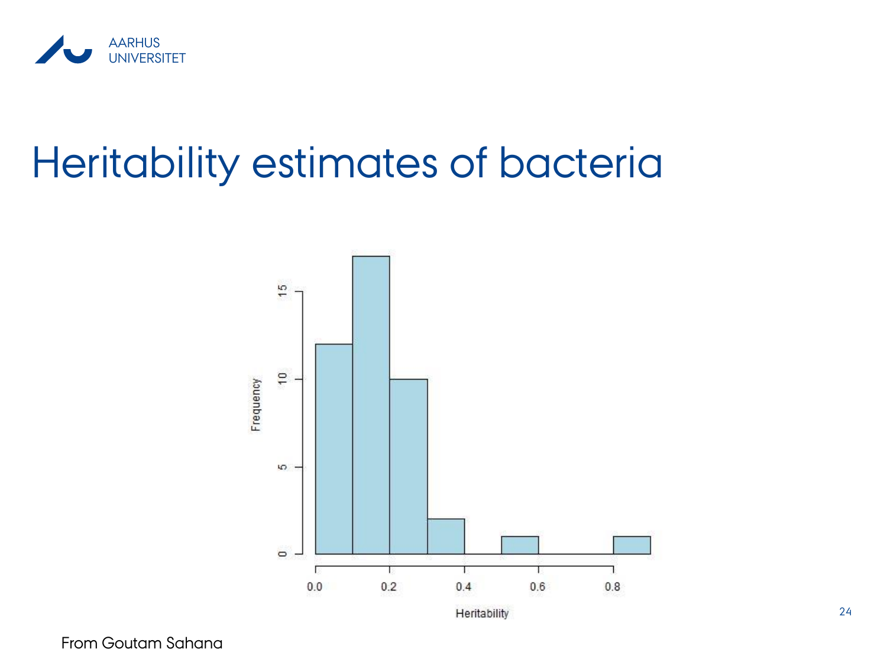# Heritability estimates of bacteria

From Goutam Sahana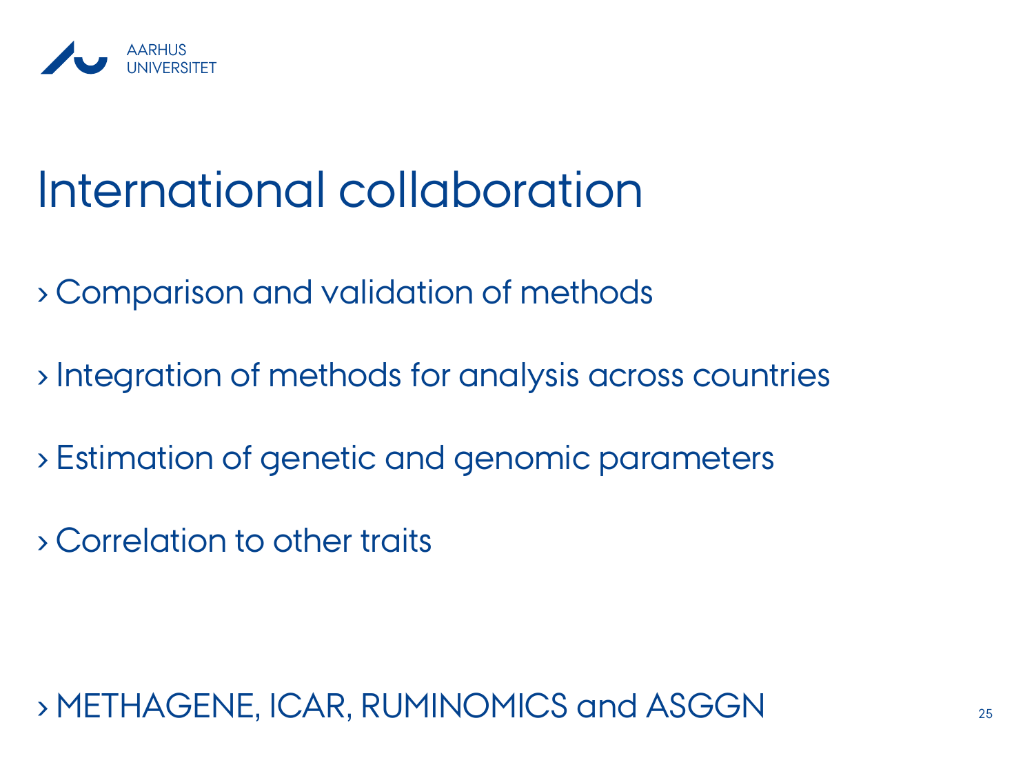# International collaboration

- Comparison and validation of methods
- Integration of methods for analysis across countries
- Estimation of genetic and genomic parameters
- Correlation to other traits

- METHAGENE, ICAR, RUMINOMICS and ASGGN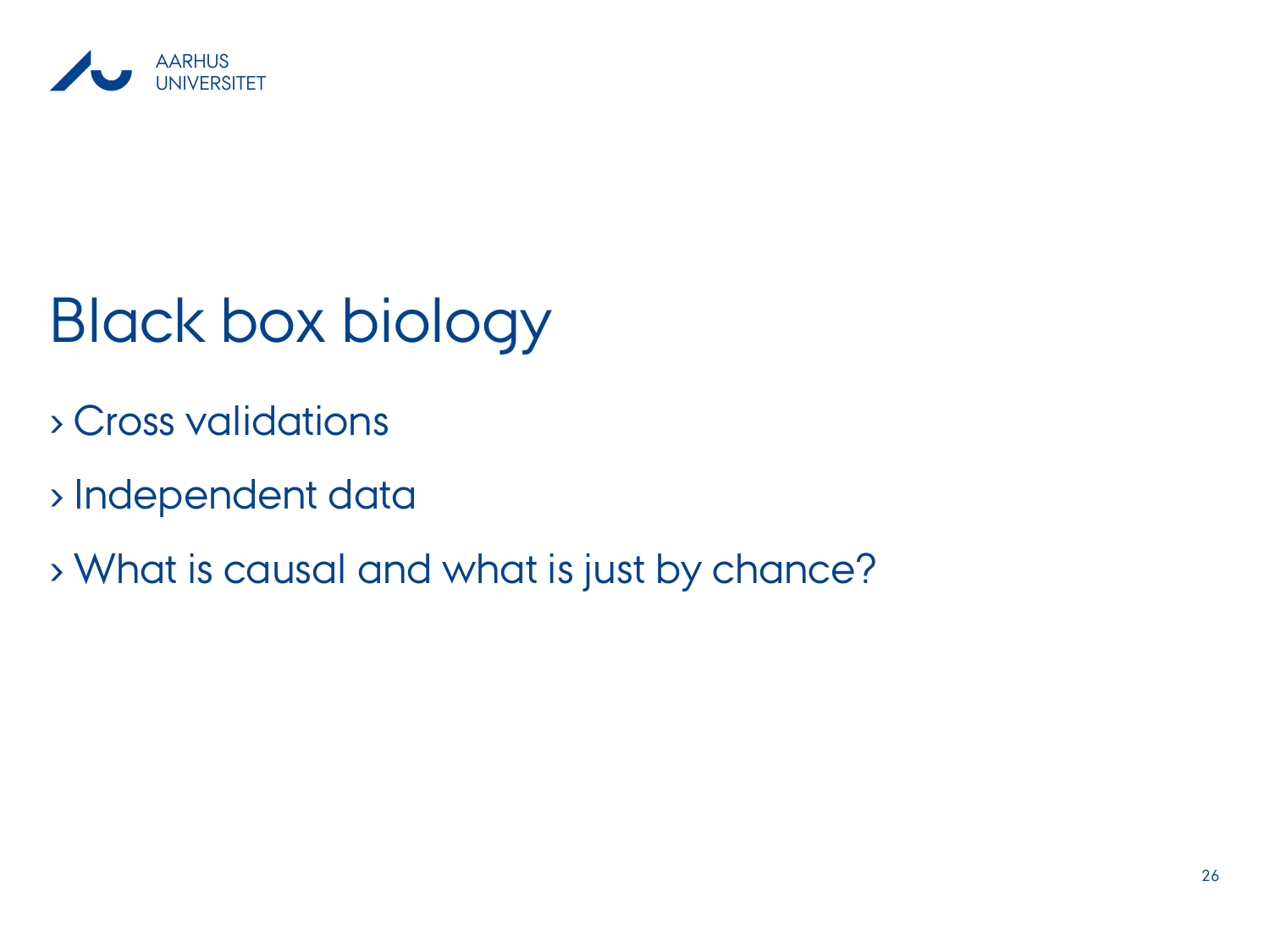# Black box biology

- Cross validations
- Independent data
- What is causal and what is just by chance?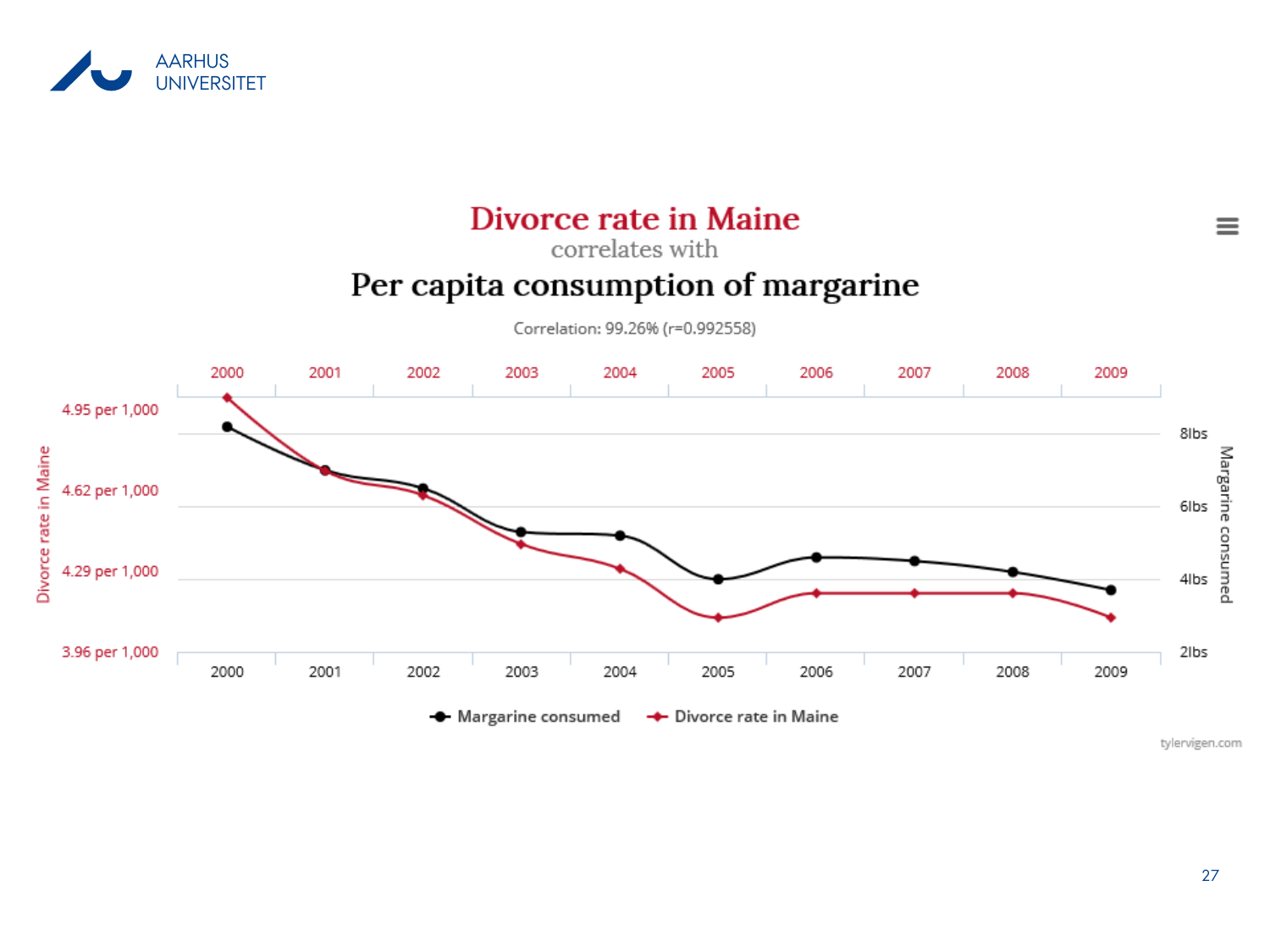# Divorce rate in Maine

correlates with

# Per capita consumption of margarine

Correlation: 99.26% (r=0.992558)

| Year | 2000 | 2001 | 2002 | 2003 | 2004 | 2005 | 2006 | 2007 | 2008 | 2009 |
|---|---|---|---|---|---|---|---|---|---|---|

Divorce rate in Maine (left axis): 4.95 per 1,000; 4.62 per 1,000; 4.29 per 1,000; 3.96 per 1,000

Margarine consumed (right axis): 8lbs; 6lbs; 4lbs; 2lbs

Legend: Margarine consumed — Divorce rate in Maine

tylervigen.com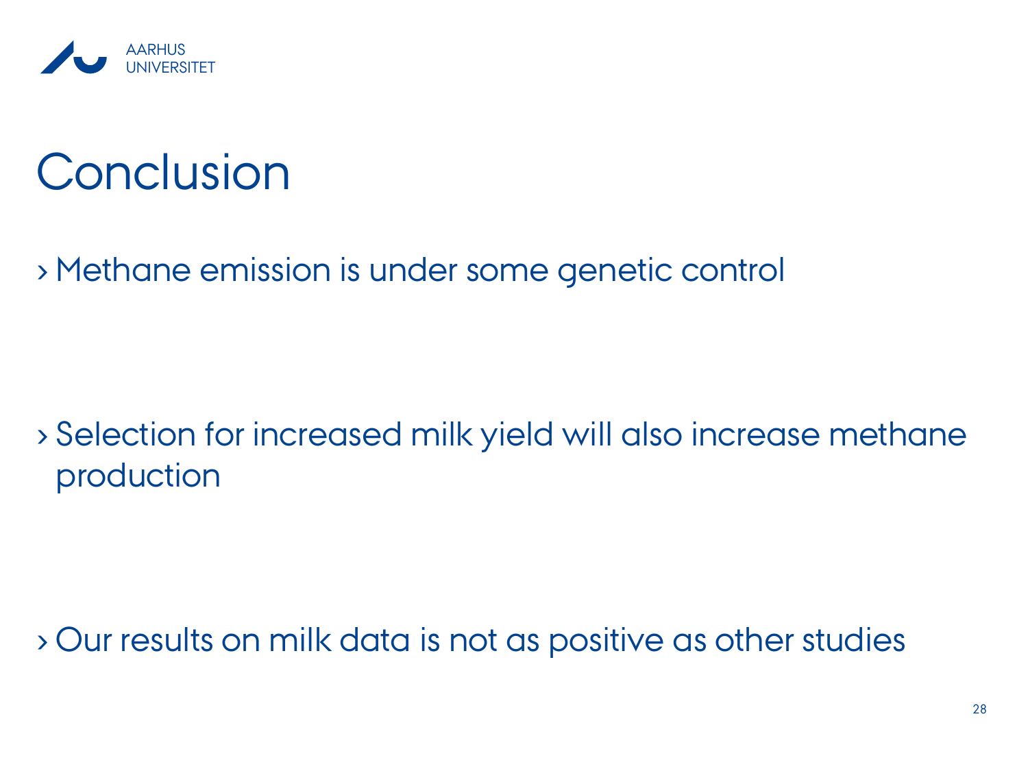# Conclusion

- Methane emission is under some genetic control

- Selection for increased milk yield will also increase methane production

- Our results on milk data is not as positive as other studies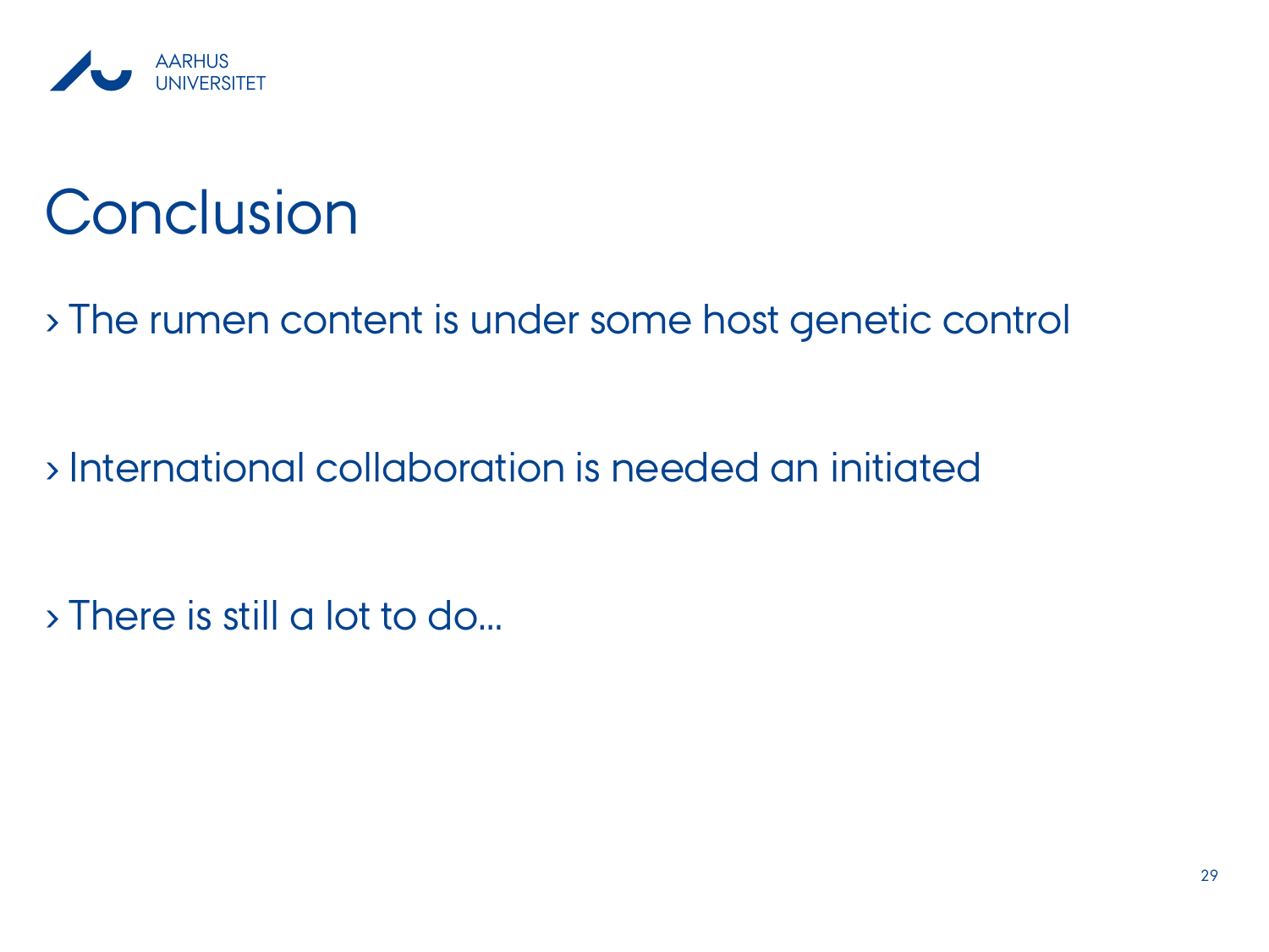# Conclusion

- The rumen content is under some host genetic control

- International collaboration is needed an initiated

- There is still a lot to do…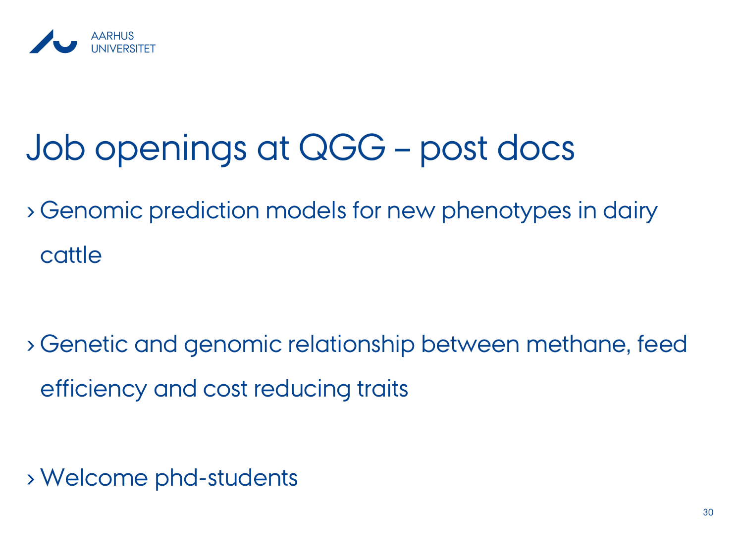# Job openings at QGG – post docs

- Genomic prediction models for new phenotypes in dairy cattle

- Genetic and genomic relationship between methane, feed efficiency and cost reducing traits

- Welcome phd-students